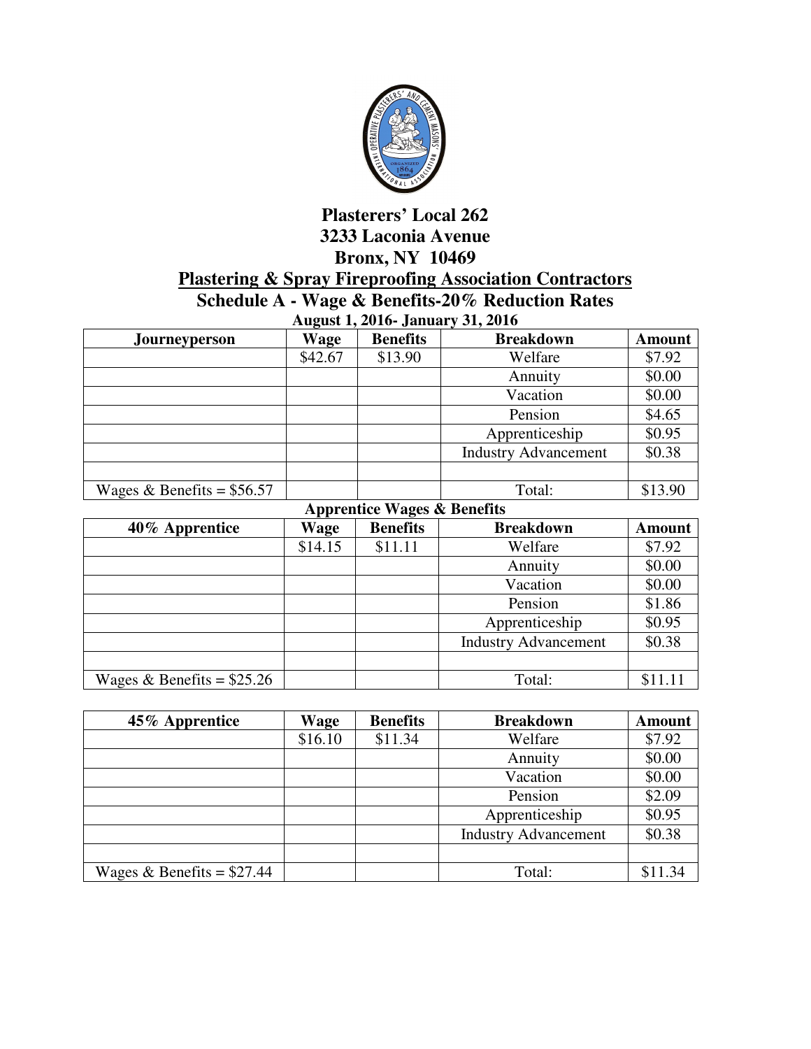# Plasterers' Local 262
## 3233 Laconia Avenue
## Bronx, NY 10469
## Plastering & Spray Fireproofing Association Contractors
## Schedule A - Wage & Benefits-20% Reduction Rates
### August 1, 2016- January 31, 2016

| Journeyperson | Wage | Benefits | Breakdown | Amount |
|---|---|---|---|---|
| | $42.67 | $13.90 | Welfare | $7.92 |
| | | | Annuity | $0.00 |
| | | | Vacation | $0.00 |
| | | | Pension | $4.65 |
| | | | Apprenticeship | $0.95 |
| | | | Industry Advancement | $0.38 |
| | | | | |
| Wages & Benefits = $56.57 | | | Total: | $13.90 |

### Apprentice Wages & Benefits

| 40% Apprentice | Wage | Benefits | Breakdown | Amount |
|---|---|---|---|---|
| | $14.15 | $11.11 | Welfare | $7.92 |
| | | | Annuity | $0.00 |
| | | | Vacation | $0.00 |
| | | | Pension | $1.86 |
| | | | Apprenticeship | $0.95 |
| | | | Industry Advancement | $0.38 |
| | | | | |
| Wages & Benefits = $25.26 | | | Total: | $11.11 |

| 45% Apprentice | Wage | Benefits | Breakdown | Amount |
|---|---|---|---|---|
| | $16.10 | $11.34 | Welfare | $7.92 |
| | | | Annuity | $0.00 |
| | | | Vacation | $0.00 |
| | | | Pension | $2.09 |
| | | | Apprenticeship | $0.95 |
| | | | Industry Advancement | $0.38 |
| | | | | |
| Wages & Benefits = $27.44 | | | Total: | $11.34 |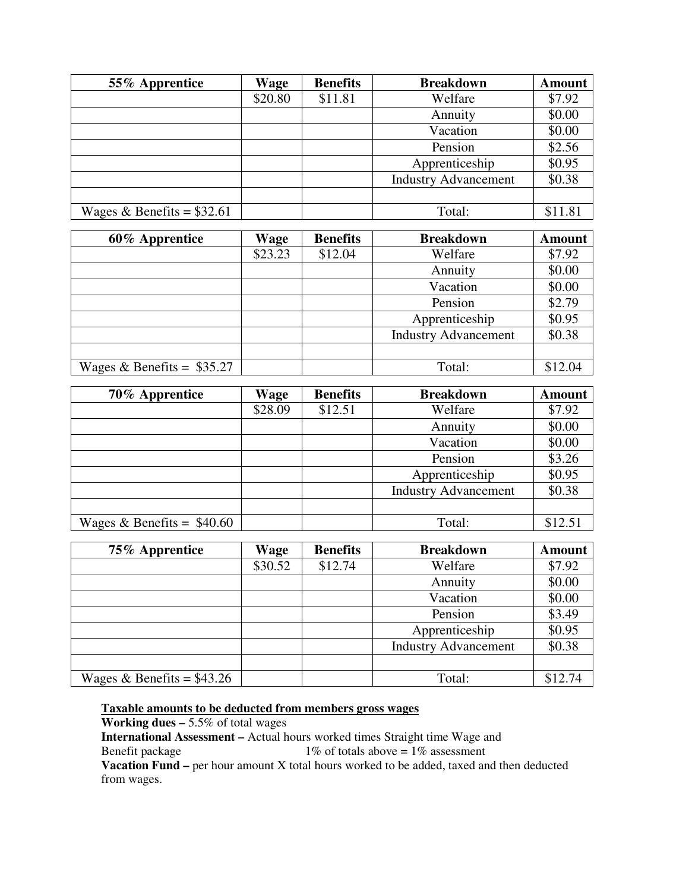| 55% Apprentice | Wage | Benefits | Breakdown | Amount |
|---|---|---|---|---|
| | $20.80 | $11.81 | Welfare | $7.92 |
| | | | Annuity | $0.00 |
| | | | Vacation | $0.00 |
| | | | Pension | $2.56 |
| | | | Apprenticeship | $0.95 |
| | | | Industry Advancement | $0.38 |
| | | | | |
| Wages & Benefits = $32.61 | | | Total: | $11.81 |

| 60% Apprentice | Wage | Benefits | Breakdown | Amount |
|---|---|---|---|---|
| | $23.23 | $12.04 | Welfare | $7.92 |
| | | | Annuity | $0.00 |
| | | | Vacation | $0.00 |
| | | | Pension | $2.79 |
| | | | Apprenticeship | $0.95 |
| | | | Industry Advancement | $0.38 |
| | | | | |
| Wages & Benefits = $35.27 | | | Total: | $12.04 |

| 70% Apprentice | Wage | Benefits | Breakdown | Amount |
|---|---|---|---|---|
| | $28.09 | $12.51 | Welfare | $7.92 |
| | | | Annuity | $0.00 |
| | | | Vacation | $0.00 |
| | | | Pension | $3.26 |
| | | | Apprenticeship | $0.95 |
| | | | Industry Advancement | $0.38 |
| | | | | |
| Wages & Benefits = $40.60 | | | Total: | $12.51 |

| 75% Apprentice | Wage | Benefits | Breakdown | Amount |
|---|---|---|---|---|
| | $30.52 | $12.74 | Welfare | $7.92 |
| | | | Annuity | $0.00 |
| | | | Vacation | $0.00 |
| | | | Pension | $3.49 |
| | | | Apprenticeship | $0.95 |
| | | | Industry Advancement | $0.38 |
| | | | | |
| Wages & Benefits = $43.26 | | | Total: | $12.74 |

**Taxable amounts to be deducted from members gross wages**

**Working dues –** 5.5% of total wages

**International Assessment –** Actual hours worked times Straight time Wage and Benefit package 1% of totals above = 1% assessment

**Vacation Fund –** per hour amount X total hours worked to be added, taxed and then deducted from wages.